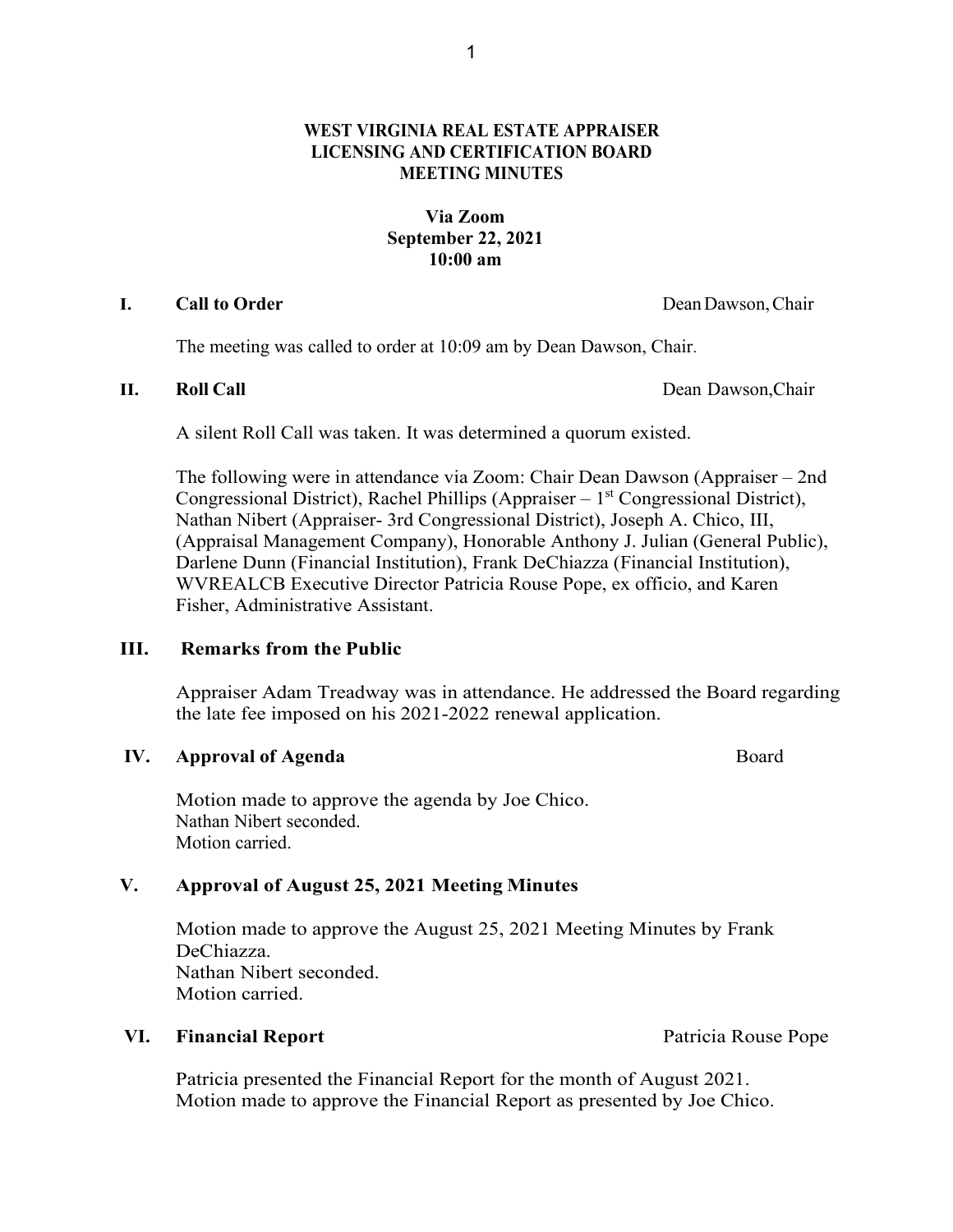# WEST VIRGINIA REAL ESTATE APPRAISER LICENSING AND CERTIFICATION BOARD MEETING MINUTES

**Via Zoom**
**September 22, 2021**
**10:00 am**

## I. Call to Order — Dean Dawson, Chair

The meeting was called to order at 10:09 am by Dean Dawson, Chair.

## II. Roll Call — Dean Dawson, Chair

A silent Roll Call was taken. It was determined a quorum existed.

The following were in attendance via Zoom: Chair Dean Dawson (Appraiser – 2nd Congressional District), Rachel Phillips (Appraiser – 1st Congressional District), Nathan Nibert (Appraiser- 3rd Congressional District), Joseph A. Chico, III, (Appraisal Management Company), Honorable Anthony J. Julian (General Public), Darlene Dunn (Financial Institution), Frank DeChiazza (Financial Institution), WVREALCB Executive Director Patricia Rouse Pope, ex officio, and Karen Fisher, Administrative Assistant.

## III. Remarks from the Public

Appraiser Adam Treadway was in attendance. He addressed the Board regarding the late fee imposed on his 2021-2022 renewal application.

## IV. Approval of Agenda — Board

Motion made to approve the agenda by Joe Chico.
Nathan Nibert seconded.
Motion carried.

## V. Approval of August 25, 2021 Meeting Minutes

Motion made to approve the August 25, 2021 Meeting Minutes by Frank DeChiazza.
Nathan Nibert seconded.
Motion carried.

## VI. Financial Report — Patricia Rouse Pope

Patricia presented the Financial Report for the month of August 2021.
Motion made to approve the Financial Report as presented by Joe Chico.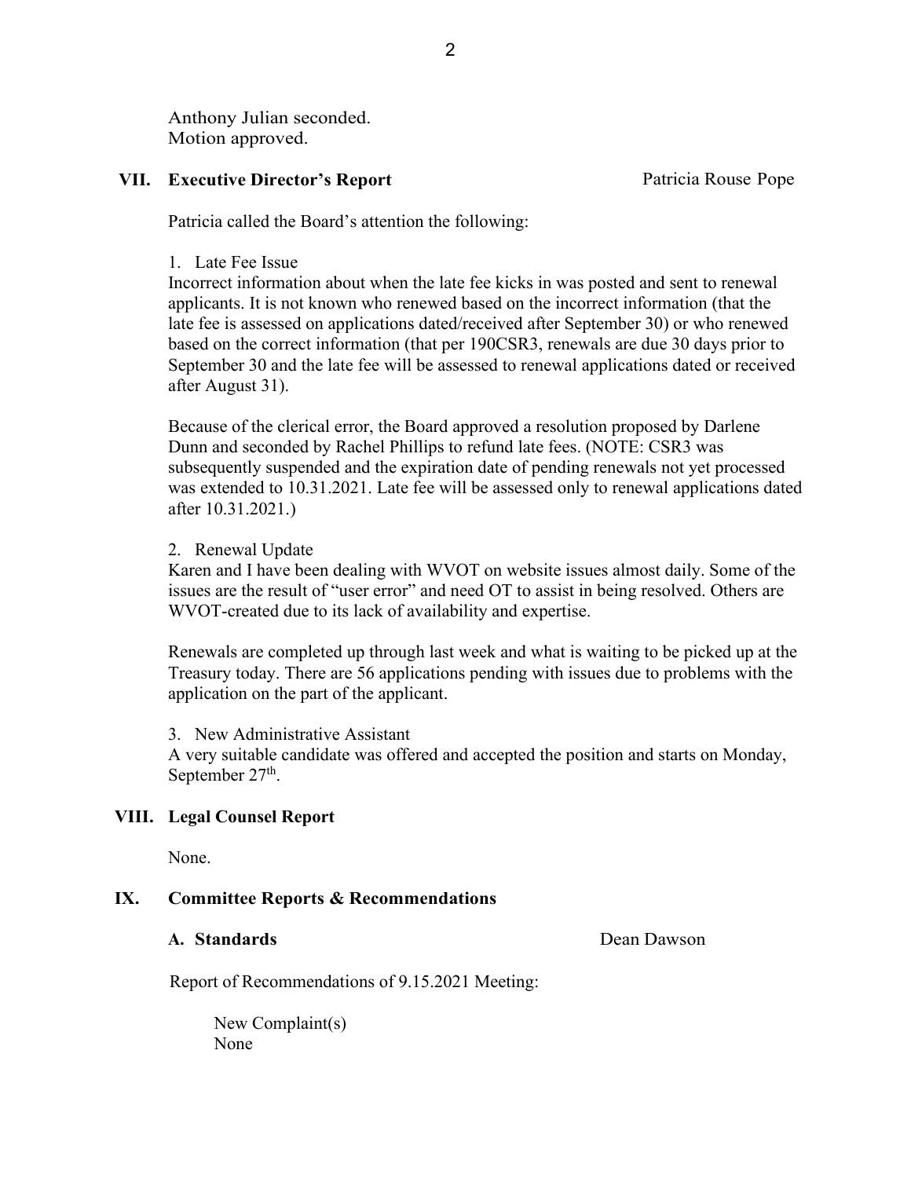Anthony Julian seconded.
Motion approved.

## VII. Executive Director's Report — Patricia Rouse Pope

Patricia called the Board's attention the following:

1. Late Fee Issue

Incorrect information about when the late fee kicks in was posted and sent to renewal applicants. It is not known who renewed based on the incorrect information (that the late fee is assessed on applications dated/received after September 30) or who renewed based on the correct information (that per 190CSR3, renewals are due 30 days prior to September 30 and the late fee will be assessed to renewal applications dated or received after August 31).

Because of the clerical error, the Board approved a resolution proposed by Darlene Dunn and seconded by Rachel Phillips to refund late fees. (NOTE: CSR3 was subsequently suspended and the expiration date of pending renewals not yet processed was extended to 10.31.2021. Late fee will be assessed only to renewal applications dated after 10.31.2021.)

2. Renewal Update

Karen and I have been dealing with WVOT on website issues almost daily. Some of the issues are the result of "user error" and need OT to assist in being resolved. Others are WVOT-created due to its lack of availability and expertise.

Renewals are completed up through last week and what is waiting to be picked up at the Treasury today. There are 56 applications pending with issues due to problems with the application on the part of the applicant.

3. New Administrative Assistant

A very suitable candidate was offered and accepted the position and starts on Monday, September 27th.

## VIII. Legal Counsel Report

None.

## IX. Committee Reports & Recommendations

### A. Standards — Dean Dawson

Report of Recommendations of 9.15.2021 Meeting:

New Complaint(s)
None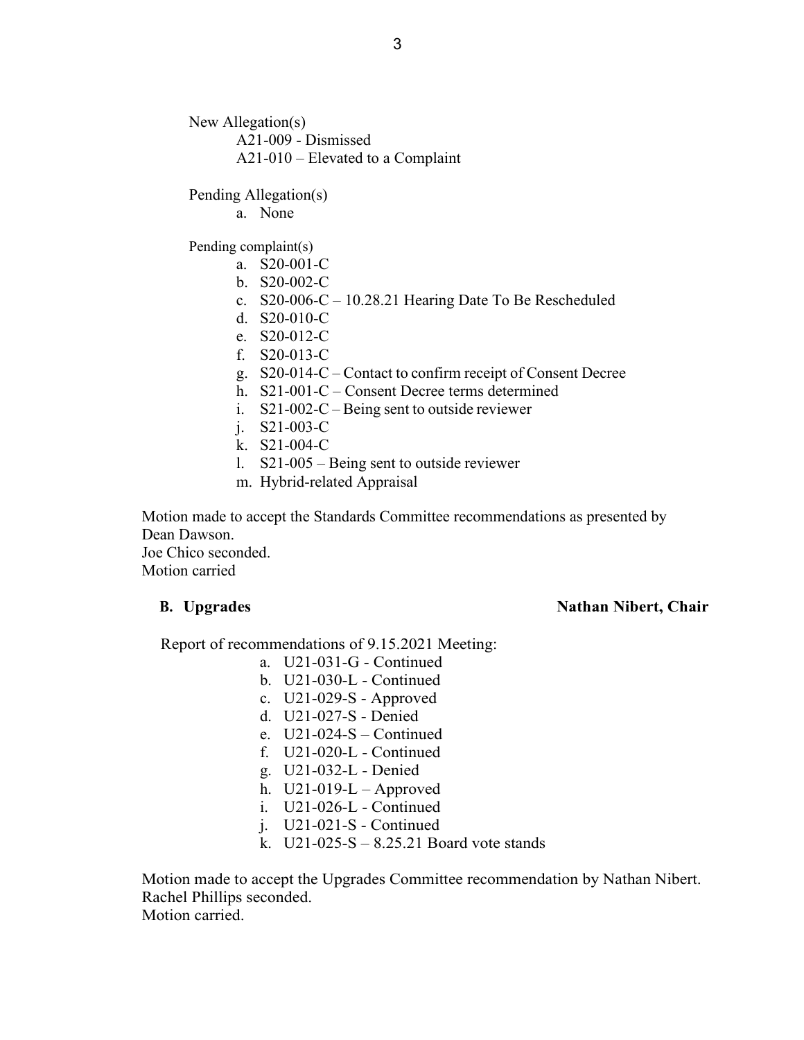New Allegation(s)

A21-009 - Dismissed
A21-010 – Elevated to a Complaint

Pending Allegation(s)

a. None

Pending complaint(s)

a. S20-001-C
b. S20-002-C
c. S20-006-C – 10.28.21 Hearing Date To Be Rescheduled
d. S20-010-C
e. S20-012-C
f. S20-013-C
g. S20-014-C – Contact to confirm receipt of Consent Decree
h. S21-001-C – Consent Decree terms determined
i. S21-002-C – Being sent to outside reviewer
j. S21-003-C
k. S21-004-C
l. S21-005 – Being sent to outside reviewer
m. Hybrid-related Appraisal

Motion made to accept the Standards Committee recommendations as presented by Dean Dawson.
Joe Chico seconded.
Motion carried

**B. Upgrades** **Nathan Nibert, Chair**

Report of recommendations of 9.15.2021 Meeting:

a. U21-031-G - Continued
b. U21-030-L - Continued
c. U21-029-S - Approved
d. U21-027-S - Denied
e. U21-024-S – Continued
f. U21-020-L - Continued
g. U21-032-L - Denied
h. U21-019-L – Approved
i. U21-026-L - Continued
j. U21-021-S - Continued
k. U21-025-S – 8.25.21 Board vote stands

Motion made to accept the Upgrades Committee recommendation by Nathan Nibert.
Rachel Phillips seconded.
Motion carried.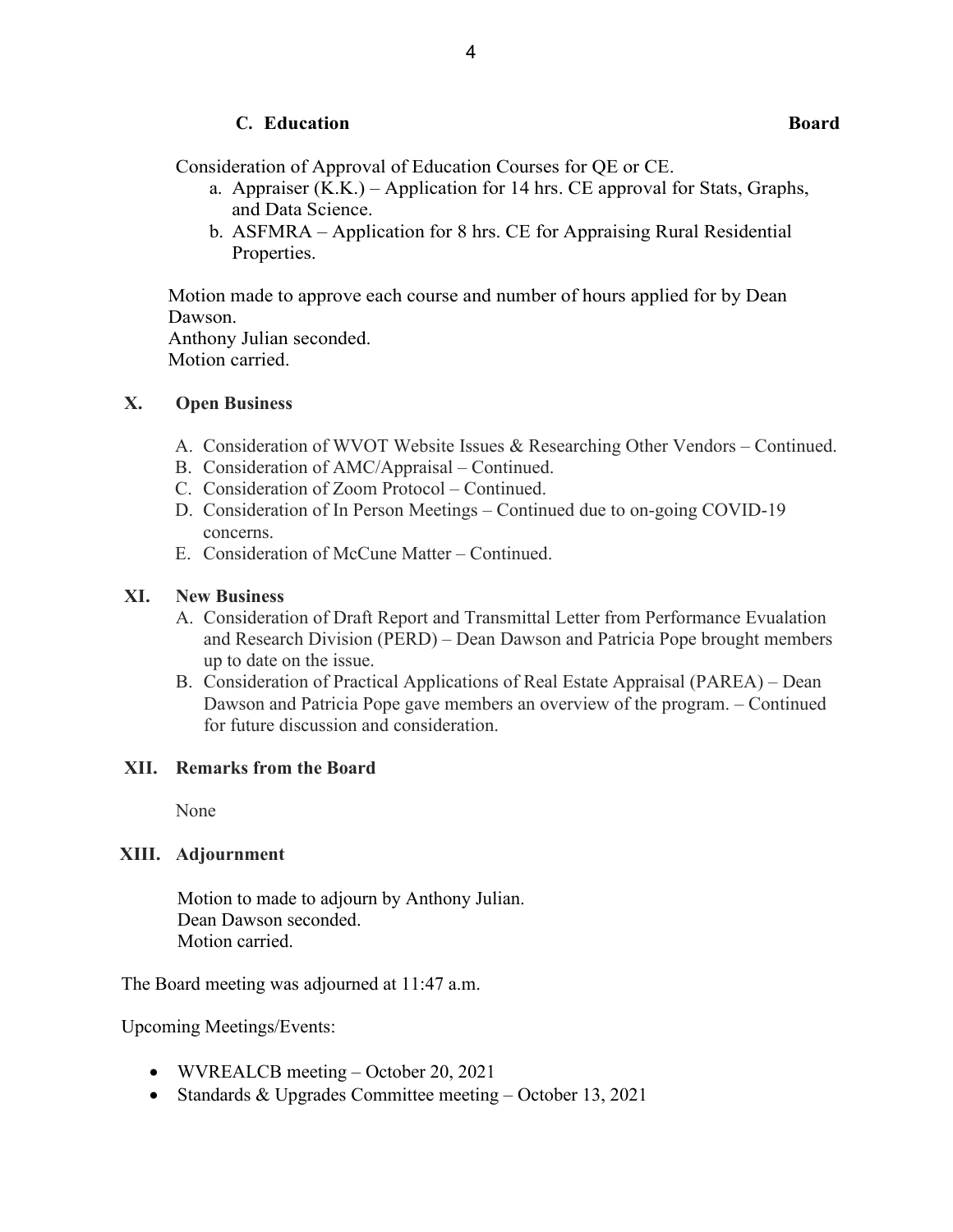**C. Education** **Board**

Consideration of Approval of Education Courses for QE or CE.

a. Appraiser (K.K.) – Application for 14 hrs. CE approval for Stats, Graphs, and Data Science.
b. ASFMRA – Application for 8 hrs. CE for Appraising Rural Residential Properties.

Motion made to approve each course and number of hours applied for by Dean Dawson.
Anthony Julian seconded.
Motion carried.

## X. Open Business

A. Consideration of WVOT Website Issues & Researching Other Vendors – Continued.
B. Consideration of AMC/Appraisal – Continued.
C. Consideration of Zoom Protocol – Continued.
D. Consideration of In Person Meetings – Continued due to on-going COVID-19 concerns.
E. Consideration of McCune Matter – Continued.

## XI. New Business

A. Consideration of Draft Report and Transmittal Letter from Performance Evualation and Research Division (PERD) – Dean Dawson and Patricia Pope brought members up to date on the issue.
B. Consideration of Practical Applications of Real Estate Appraisal (PAREA) – Dean Dawson and Patricia Pope gave members an overview of the program. – Continued for future discussion and consideration.

## XII. Remarks from the Board

None

## XIII. Adjournment

Motion to made to adjourn by Anthony Julian.
Dean Dawson seconded.
Motion carried.

The Board meeting was adjourned at 11:47 a.m.

Upcoming Meetings/Events:

- WVREALCB meeting – October 20, 2021
- Standards & Upgrades Committee meeting – October 13, 2021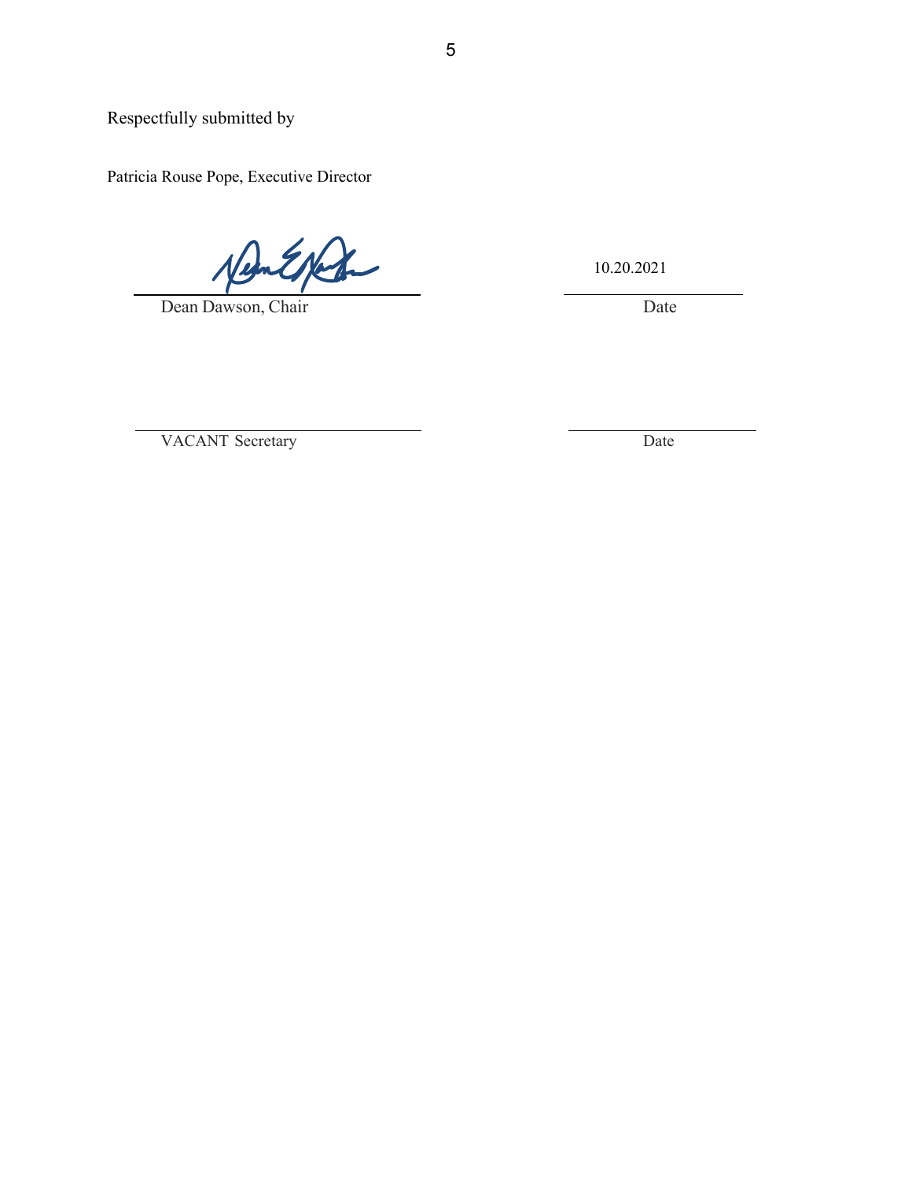Respectfully submitted by

Patricia Rouse Pope, Executive Director

| | |
|---|---|
| ______________________________ | 10.20.2021 |
| Dean Dawson, Chair | Date |
| | |
| ______________________________ | ______________________________ |
| VACANT Secretary | Date |